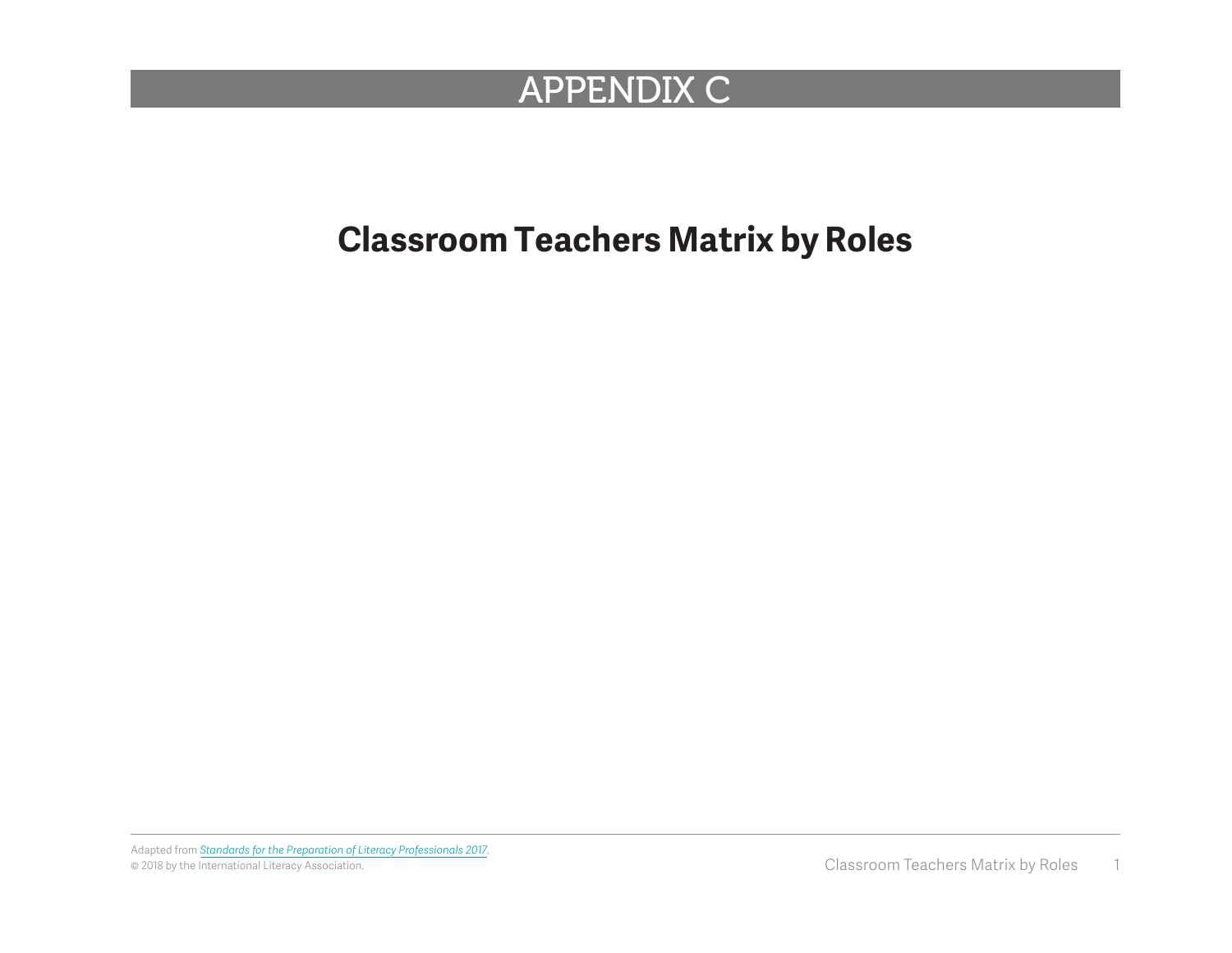# APPENDIX C

## Classroom Teachers Matrix by Roles

Adapted from *Standards for the Preparation of Literacy Professionals 2017*.
© 2018 by the International Literacy Association.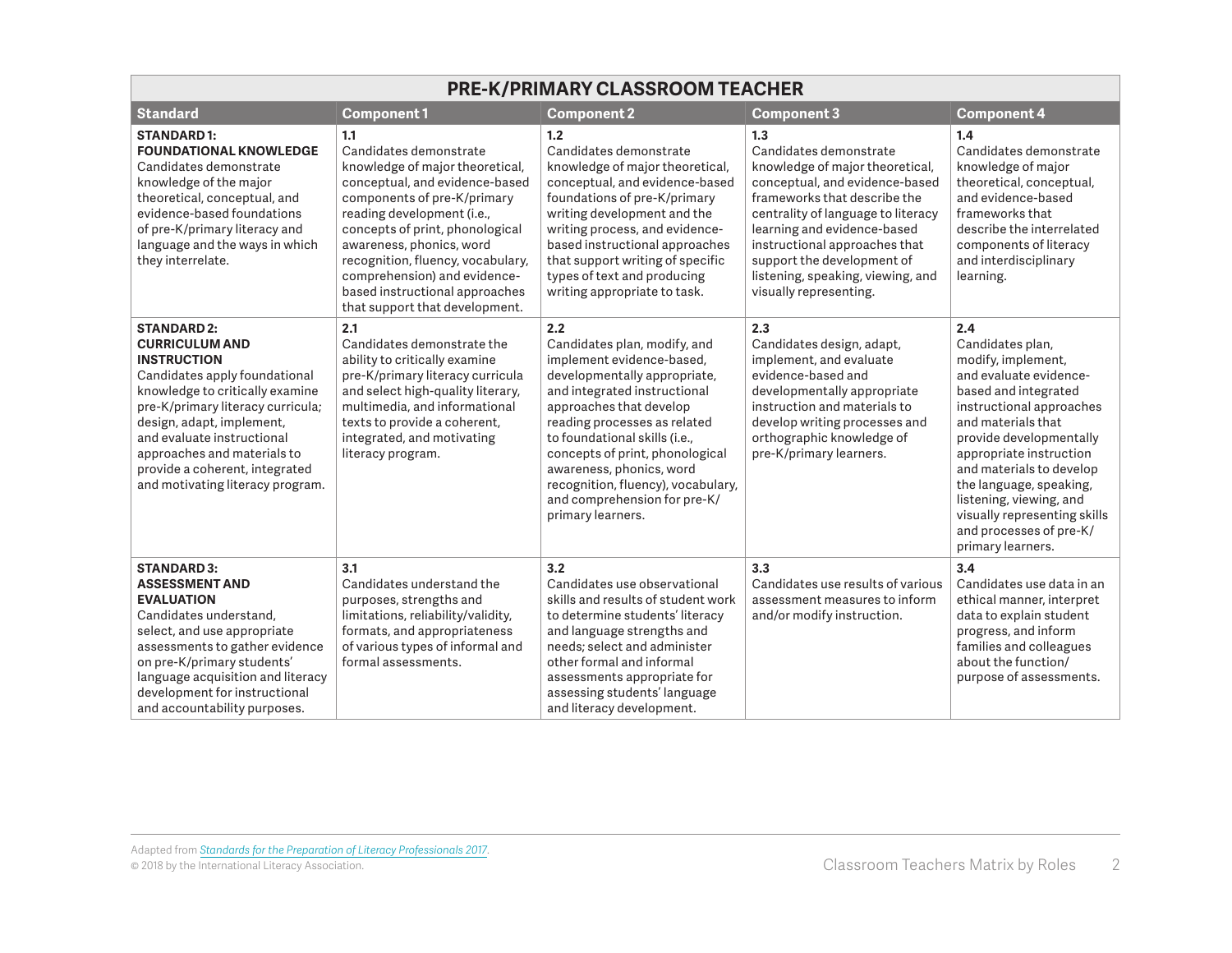## PRE-K/PRIMARY CLASSROOM TEACHER

| Standard | Component 1 | Component 2 | Component 3 | Component 4 |
|---|---|---|---|---|
| **STANDARD 1: FOUNDATIONAL KNOWLEDGE** Candidates demonstrate knowledge of the major theoretical, conceptual, and evidence-based foundations of pre-K/primary literacy and language and the ways in which they interrelate. | **1.1** Candidates demonstrate knowledge of major theoretical, conceptual, and evidence-based components of pre-K/primary reading development (i.e., concepts of print, phonological awareness, phonics, word recognition, fluency, vocabulary, comprehension) and evidence-based instructional approaches that support that development. | **1.2** Candidates demonstrate knowledge of major theoretical, conceptual, and evidence-based foundations of pre-K/primary writing development and the writing process, and evidence-based instructional approaches that support writing of specific types of text and producing writing appropriate to task. | **1.3** Candidates demonstrate knowledge of major theoretical, conceptual, and evidence-based frameworks that describe the centrality of language to literacy learning and evidence-based instructional approaches that support the development of listening, speaking, viewing, and visually representing. | **1.4** Candidates demonstrate knowledge of major theoretical, conceptual, and evidence-based frameworks that describe the interrelated components of literacy and interdisciplinary learning. |
| **STANDARD 2: CURRICULUM AND INSTRUCTION** Candidates apply foundational knowledge to critically examine pre-K/primary literacy curricula; design, adapt, implement, and evaluate instructional approaches and materials to provide a coherent, integrated and motivating literacy program. | **2.1** Candidates demonstrate the ability to critically examine pre-K/primary literacy curricula and select high-quality literary, multimedia, and informational texts to provide a coherent, integrated, and motivating literacy program. | **2.2** Candidates plan, modify, and implement evidence-based, developmentally appropriate, and integrated instructional approaches that develop reading processes as related to foundational skills (i.e., concepts of print, phonological awareness, phonics, word recognition, fluency), vocabulary, and comprehension for pre-K/primary learners. | **2.3** Candidates design, adapt, implement, and evaluate evidence-based and developmentally appropriate instruction and materials to develop writing processes and orthographic knowledge of pre-K/primary learners. | **2.4** Candidates plan, modify, implement, and evaluate evidence-based and integrated instructional approaches and materials that provide developmentally appropriate instruction and materials to develop the language, speaking, listening, viewing, and visually representing skills and processes of pre-K/primary learners. |
| **STANDARD 3: ASSESSMENT AND EVALUATION** Candidates understand, select, and use appropriate assessments to gather evidence on pre-K/primary students' language acquisition and literacy development for instructional and accountability purposes. | **3.1** Candidates understand the purposes, strengths and limitations, reliability/validity, formats, and appropriateness of various types of informal and formal assessments. | **3.2** Candidates use observational skills and results of student work to determine students' literacy and language strengths and needs; select and administer other formal and informal assessments appropriate for assessing students' language and literacy development. | **3.3** Candidates use results of various assessment measures to inform and/or modify instruction. | **3.4** Candidates use data in an ethical manner, interpret data to explain student progress, and inform families and colleagues about the function/purpose of assessments. |

Adapted from *Standards for the Preparation of Literacy Professionals 2017*.
© 2018 by the International Literacy Association.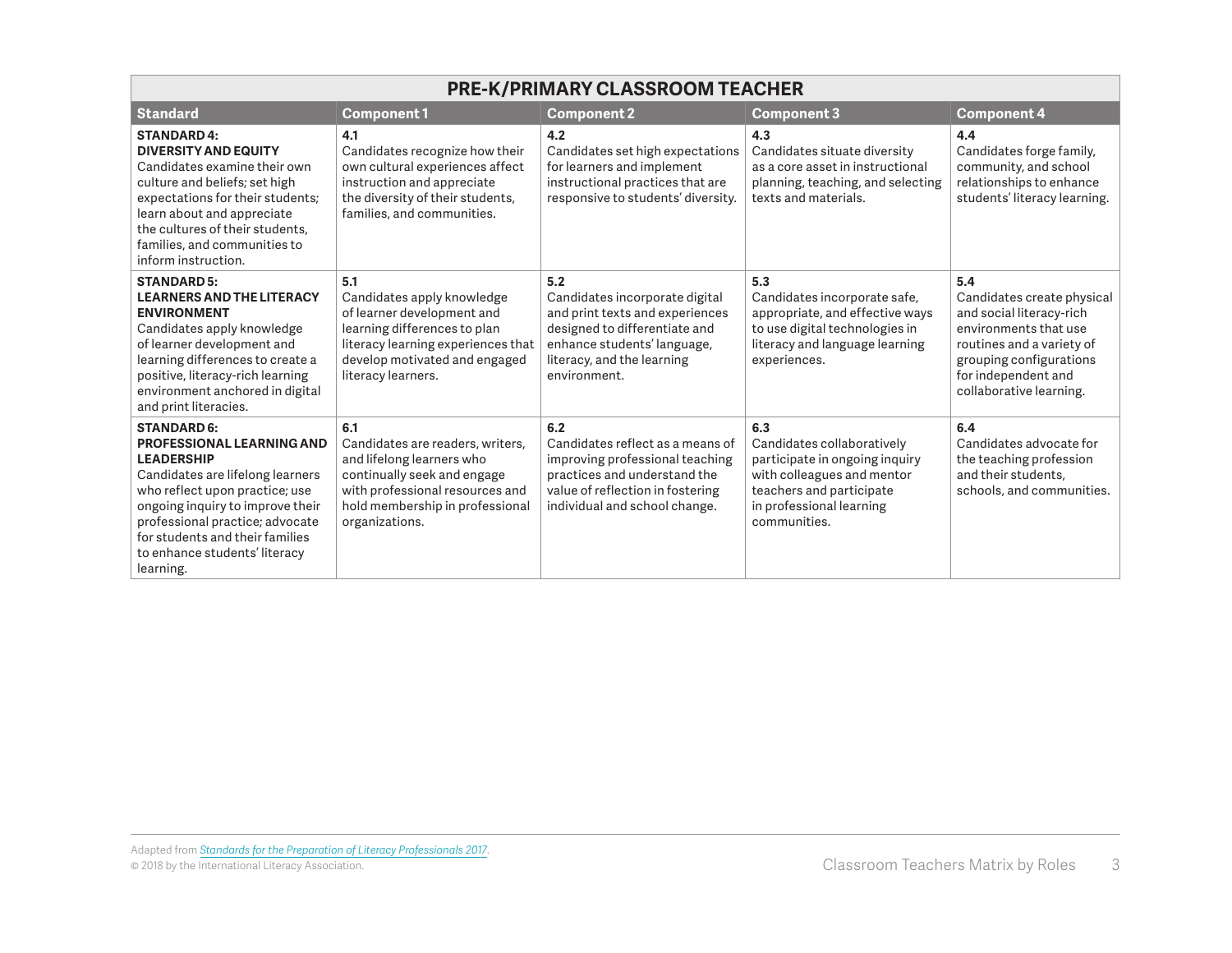| PRE-K/PRIMARY CLASSROOM TEACHER | | | | |
|---|---|---|---|---|
| **Standard** | **Component 1** | **Component 2** | **Component 3** | **Component 4** |
| **STANDARD 4: DIVERSITY AND EQUITY** Candidates examine their own culture and beliefs; set high expectations for their students; learn about and appreciate the cultures of their students, families, and communities to inform instruction. | **4.1** Candidates recognize how their own cultural experiences affect instruction and appreciate the diversity of their students, families, and communities. | **4.2** Candidates set high expectations for learners and implement instructional practices that are responsive to students' diversity. | **4.3** Candidates situate diversity as a core asset in instructional planning, teaching, and selecting texts and materials. | **4.4** Candidates forge family, community, and school relationships to enhance students' literacy learning. |
| **STANDARD 5: LEARNERS AND THE LITERACY ENVIRONMENT** Candidates apply knowledge of learner development and learning differences to create a positive, literacy-rich learning environment anchored in digital and print literacies. | **5.1** Candidates apply knowledge of learner development and learning differences to plan literacy learning experiences that develop motivated and engaged literacy learners. | **5.2** Candidates incorporate digital and print texts and experiences designed to differentiate and enhance students' language, literacy, and the learning environment. | **5.3** Candidates incorporate safe, appropriate, and effective ways to use digital technologies in literacy and language learning experiences. | **5.4** Candidates create physical and social literacy-rich environments that use routines and a variety of grouping configurations for independent and collaborative learning. |
| **STANDARD 6: PROFESSIONAL LEARNING AND LEADERSHIP** Candidates are lifelong learners who reflect upon practice; use ongoing inquiry to improve their professional practice; advocate for students and their families to enhance students' literacy learning. | **6.1** Candidates are readers, writers, and lifelong learners who continually seek and engage with professional resources and hold membership in professional organizations. | **6.2** Candidates reflect as a means of improving professional teaching practices and understand the value of reflection in fostering individual and school change. | **6.3** Candidates collaboratively participate in ongoing inquiry with colleagues and mentor teachers and participate in professional learning communities. | **6.4** Candidates advocate for the teaching profession and their students, schools, and communities. |

Adapted from *Standards for the Preparation of Literacy Professionals 2017*.
© 2018 by the International Literacy Association.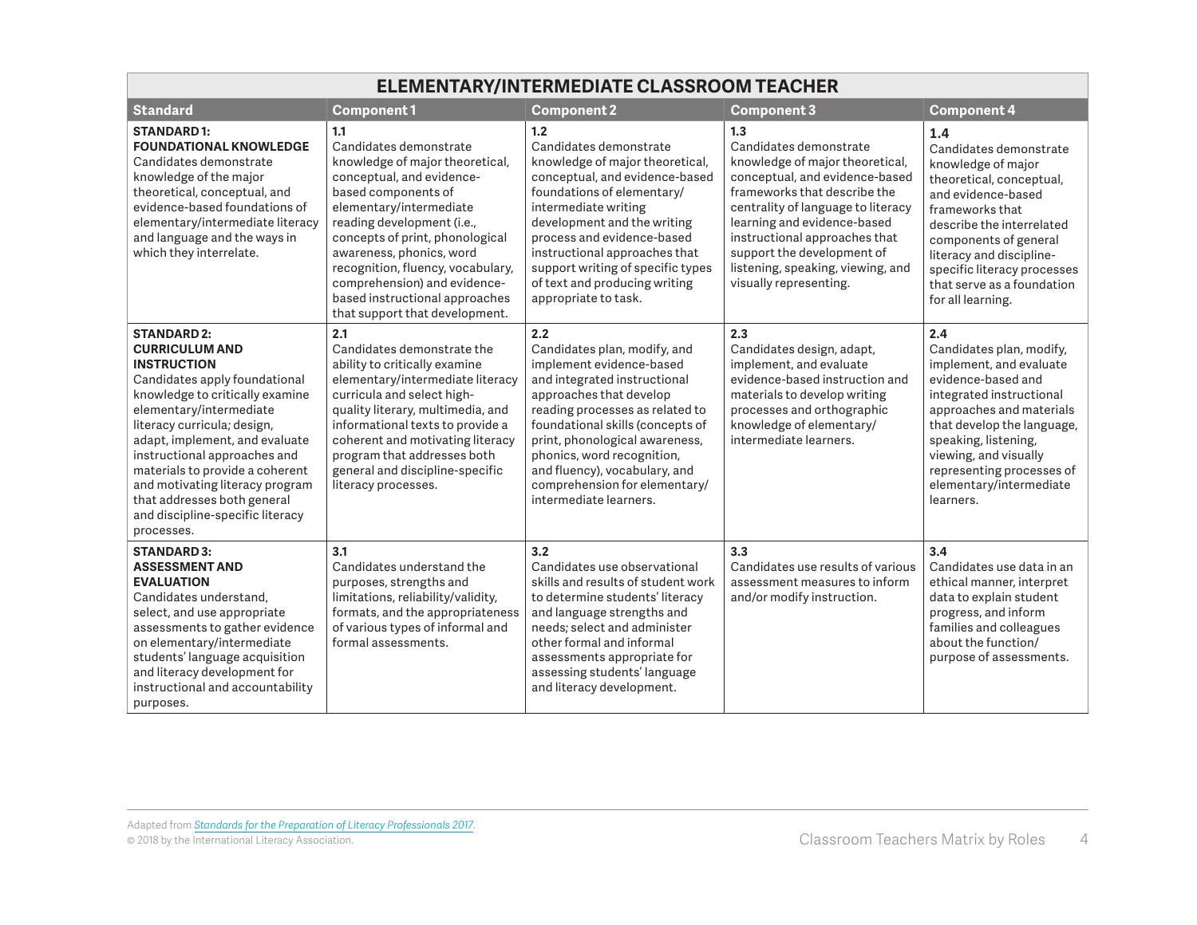## ELEMENTARY/INTERMEDIATE CLASSROOM TEACHER

| Standard | Component 1 | Component 2 | Component 3 | Component 4 |
|---|---|---|---|---|
| **STANDARD 1: FOUNDATIONAL KNOWLEDGE** Candidates demonstrate knowledge of the major theoretical, conceptual, and evidence-based foundations of elementary/intermediate literacy and language and the ways in which they interrelate. | **1.1** Candidates demonstrate knowledge of major theoretical, conceptual, and evidence-based components of elementary/intermediate reading development (i.e., concepts of print, phonological awareness, phonics, word recognition, fluency, vocabulary, comprehension) and evidence-based instructional approaches that support that development. | **1.2** Candidates demonstrate knowledge of major theoretical, conceptual, and evidence-based foundations of elementary/ intermediate writing development and the writing process and evidence-based instructional approaches that support writing of specific types of text and producing writing appropriate to task. | **1.3** Candidates demonstrate knowledge of major theoretical, conceptual, and evidence-based frameworks that describe the centrality of language to literacy learning and evidence-based instructional approaches that support the development of listening, speaking, viewing, and visually representing. | **1.4** Candidates demonstrate knowledge of major theoretical, conceptual, and evidence-based frameworks that describe the interrelated components of general literacy and discipline-specific literacy processes that serve as a foundation for all learning. |
| **STANDARD 2: CURRICULUM AND INSTRUCTION** Candidates apply foundational knowledge to critically examine elementary/intermediate literacy curricula; design, adapt, implement, and evaluate instructional approaches and materials to provide a coherent and motivating literacy program that addresses both general and discipline-specific literacy processes. | **2.1** Candidates demonstrate the ability to critically examine elementary/intermediate literacy curricula and select high-quality literary, multimedia, and informational texts to provide a coherent and motivating literacy program that addresses both general and discipline-specific literacy processes. | **2.2** Candidates plan, modify, and implement evidence-based and integrated instructional approaches that develop reading processes as related to foundational skills (concepts of print, phonological awareness, phonics, word recognition, and fluency), vocabulary, and comprehension for elementary/ intermediate learners. | **2.3** Candidates design, adapt, implement, and evaluate evidence-based instruction and materials to develop writing processes and orthographic knowledge of elementary/ intermediate learners. | **2.4** Candidates plan, modify, implement, and evaluate evidence-based and integrated instructional approaches and materials that develop the language, speaking, listening, viewing, and visually representing processes of elementary/intermediate learners. |
| **STANDARD 3: ASSESSMENT AND EVALUATION** Candidates understand, select, and use appropriate assessments to gather evidence on elementary/intermediate students' language acquisition and literacy development for instructional and accountability purposes. | **3.1** Candidates understand the purposes, strengths and limitations, reliability/validity, formats, and the appropriateness of various types of informal and formal assessments. | **3.2** Candidates use observational skills and results of student work to determine students' literacy and language strengths and needs; select and administer other formal and informal assessments appropriate for assessing students' language and literacy development. | **3.3** Candidates use results of various assessment measures to inform and/or modify instruction. | **3.4** Candidates use data in an ethical manner, interpret data to explain student progress, and inform families and colleagues about the function/ purpose of assessments. |

Adapted from *Standards for the Preparation of Literacy Professionals 2017*.
© 2018 by the International Literacy Association.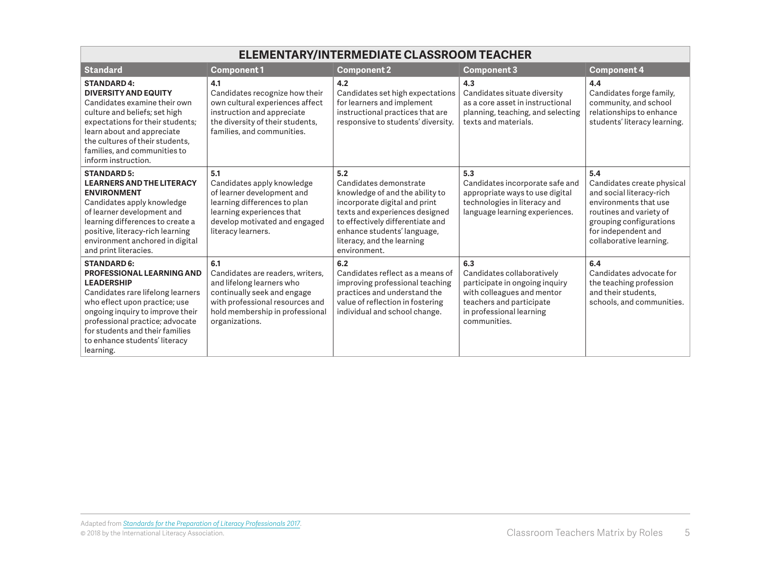| ELEMENTARY/INTERMEDIATE CLASSROOM TEACHER | | | | |
|---|---|---|---|---|
| **Standard** | **Component 1** | **Component 2** | **Component 3** | **Component 4** |
| **STANDARD 4: DIVERSITY AND EQUITY** Candidates examine their own culture and beliefs; set high expectations for their students; learn about and appreciate the cultures of their students, families, and communities to inform instruction. | **4.1** Candidates recognize how their own cultural experiences affect instruction and appreciate the diversity of their students, families, and communities. | **4.2** Candidates set high expectations for learners and implement instructional practices that are responsive to students' diversity. | **4.3** Candidates situate diversity as a core asset in instructional planning, teaching, and selecting texts and materials. | **4.4** Candidates forge family, community, and school relationships to enhance students' literacy learning. |
| **STANDARD 5: LEARNERS AND THE LITERACY ENVIRONMENT** Candidates apply knowledge of learner development and learning differences to create a positive, literacy-rich learning environment anchored in digital and print literacies. | **5.1** Candidates apply knowledge of learner development and learning differences to plan learning experiences that develop motivated and engaged literacy learners. | **5.2** Candidates demonstrate knowledge of and the ability to incorporate digital and print texts and experiences designed to effectively differentiate and enhance students' language, literacy, and the learning environment. | **5.3** Candidates incorporate safe and appropriate ways to use digital technologies in literacy and language learning experiences. | **5.4** Candidates create physical and social literacy-rich environments that use routines and variety of grouping configurations for independent and collaborative learning. |
| **STANDARD 6: PROFESSIONAL LEARNING AND LEADERSHIP** Candidates rare lifelong learners who eflect upon practice; use ongoing inquiry to improve their professional practice; advocate for students and their families to enhance students' literacy learning. | **6.1** Candidates are readers, writers, and lifelong learners who continually seek and engage with professional resources and hold membership in professional organizations. | **6.2** Candidates reflect as a means of improving professional teaching practices and understand the value of reflection in fostering individual and school change. | **6.3** Candidates collaboratively participate in ongoing inquiry with colleagues and mentor teachers and participate in professional learning communities. | **6.4** Candidates advocate for the teaching profession and their students, schools, and communities. |

Adapted from *Standards for the Preparation of Literacy Professionals 2017*.
© 2018 by the International Literacy Association.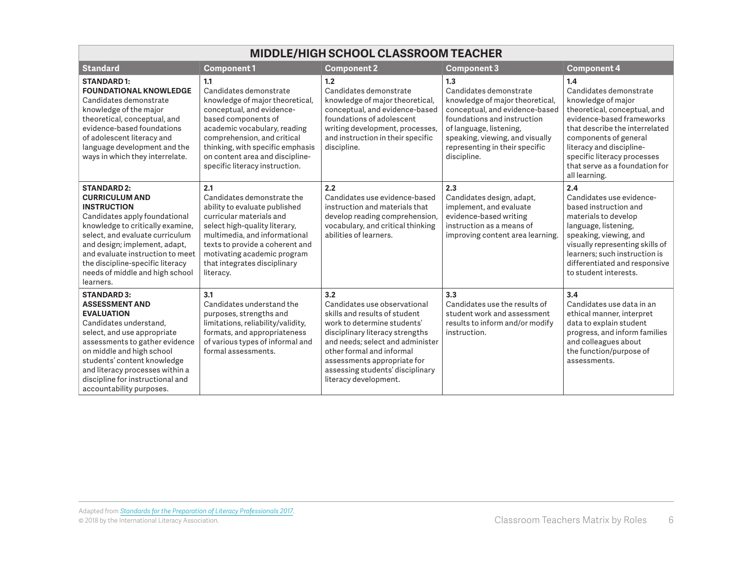## MIDDLE/HIGH SCHOOL CLASSROOM TEACHER

| Standard | Component 1 | Component 2 | Component 3 | Component 4 |
| --- | --- | --- | --- | --- |
| **STANDARD 1: FOUNDATIONAL KNOWLEDGE** Candidates demonstrate knowledge of the major theoretical, conceptual, and evidence-based foundations of adolescent literacy and language development and the ways in which they interrelate. | **1.1** Candidates demonstrate knowledge of major theoretical, conceptual, and evidence-based components of academic vocabulary, reading comprehension, and critical thinking, with specific emphasis on content area and discipline-specific literacy instruction. | **1.2** Candidates demonstrate knowledge of major theoretical, conceptual, and evidence-based foundations of adolescent writing development, processes, and instruction in their specific discipline. | **1.3** Candidates demonstrate knowledge of major theoretical, conceptual, and evidence-based foundations and instruction of language, listening, speaking, viewing, and visually representing in their specific discipline. | **1.4** Candidates demonstrate knowledge of major theoretical, conceptual, and evidence-based frameworks that describe the interrelated components of general literacy and discipline-specific literacy processes that serve as a foundation for all learning. |
| **STANDARD 2: CURRICULUM AND INSTRUCTION** Candidates apply foundational knowledge to critically examine, select, and evaluate curriculum and design; implement, adapt, and evaluate instruction to meet the discipline-specific literacy needs of middle and high school learners. | **2.1** Candidates demonstrate the ability to evaluate published curricular materials and select high-quality literary, multimedia, and informational texts to provide a coherent and motivating academic program that integrates disciplinary literacy. | **2.2** Candidates use evidence-based instruction and materials that develop reading comprehension, vocabulary, and critical thinking abilities of learners. | **2.3** Candidates design, adapt, implement, and evaluate evidence-based writing instruction as a means of improving content area learning. | **2.4** Candidates use evidence-based instruction and materials to develop language, listening, speaking, viewing, and visually representing skills of learners; such instruction is differentiated and responsive to student interests. |
| **STANDARD 3: ASSESSMENT AND EVALUATION** Candidates understand, select, and use appropriate assessments to gather evidence on middle and high school students' content knowledge and literacy processes within a discipline for instructional and accountability purposes. | **3.1** Candidates understand the purposes, strengths and limitations, reliability/validity, formats, and appropriateness of various types of informal and formal assessments. | **3.2** Candidates use observational skills and results of student work to determine students' disciplinary literacy strengths and needs; select and administer other formal and informal assessments appropriate for assessing students' disciplinary literacy development. | **3.3** Candidates use the results of student work and assessment results to inform and/or modify instruction. | **3.4** Candidates use data in an ethical manner, interpret data to explain student progress, and inform families and colleagues about the function/purpose of assessments. |

Adapted from *Standards for the Preparation of Literacy Professionals 2017*.
© 2018 by the International Literacy Association.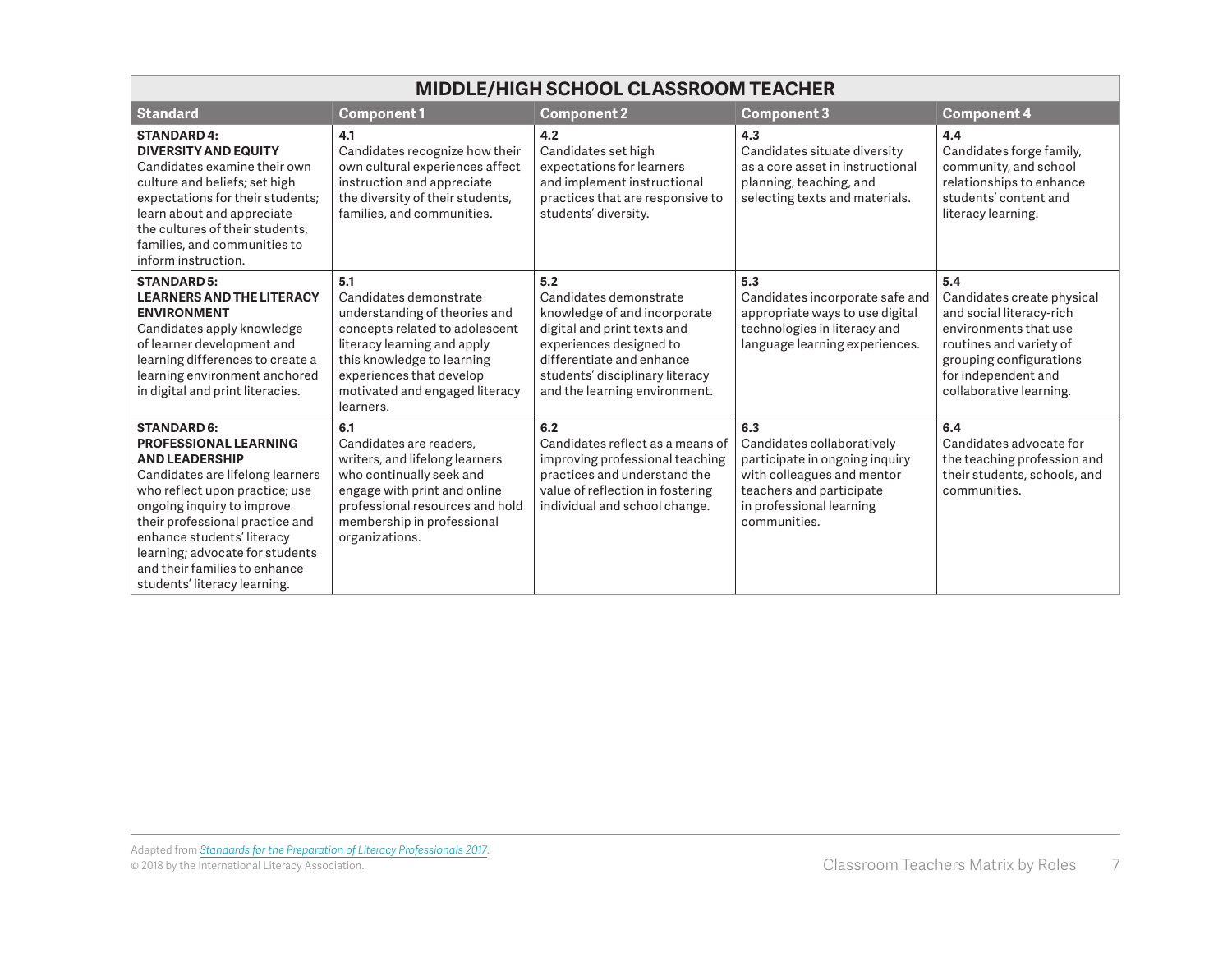## MIDDLE/HIGH SCHOOL CLASSROOM TEACHER

| Standard | Component 1 | Component 2 | Component 3 | Component 4 |
|---|---|---|---|---|
| **STANDARD 4: DIVERSITY AND EQUITY** Candidates examine their own culture and beliefs; set high expectations for their students; learn about and appreciate the cultures of their students, families, and communities to inform instruction. | **4.1** Candidates recognize how their own cultural experiences affect instruction and appreciate the diversity of their students, families, and communities. | **4.2** Candidates set high expectations for learners and implement instructional practices that are responsive to students' diversity. | **4.3** Candidates situate diversity as a core asset in instructional planning, teaching, and selecting texts and materials. | **4.4** Candidates forge family, community, and school relationships to enhance students' content and literacy learning. |
| **STANDARD 5: LEARNERS AND THE LITERACY ENVIRONMENT** Candidates apply knowledge of learner development and learning differences to create a learning environment anchored in digital and print literacies. | **5.1** Candidates demonstrate understanding of theories and concepts related to adolescent literacy learning and apply this knowledge to learning experiences that develop motivated and engaged literacy learners. | **5.2** Candidates demonstrate knowledge of and incorporate digital and print texts and experiences designed to differentiate and enhance students' disciplinary literacy and the learning environment. | **5.3** Candidates incorporate safe and appropriate ways to use digital technologies in literacy and language learning experiences. | **5.4** Candidates create physical and social literacy-rich environments that use routines and variety of grouping configurations for independent and collaborative learning. |
| **STANDARD 6: PROFESSIONAL LEARNING AND LEADERSHIP** Candidates are lifelong learners who reflect upon practice; use ongoing inquiry to improve their professional practice and enhance students' literacy learning; advocate for students and their families to enhance students' literacy learning. | **6.1** Candidates are readers, writers, and lifelong learners who continually seek and engage with print and online professional resources and hold membership in professional organizations. | **6.2** Candidates reflect as a means of improving professional teaching practices and understand the value of reflection in fostering individual and school change. | **6.3** Candidates collaboratively participate in ongoing inquiry with colleagues and mentor teachers and participate in professional learning communities. | **6.4** Candidates advocate for the teaching profession and their students, schools, and communities. |

Adapted from *Standards for the Preparation of Literacy Professionals 2017*.
© 2018 by the International Literacy Association.